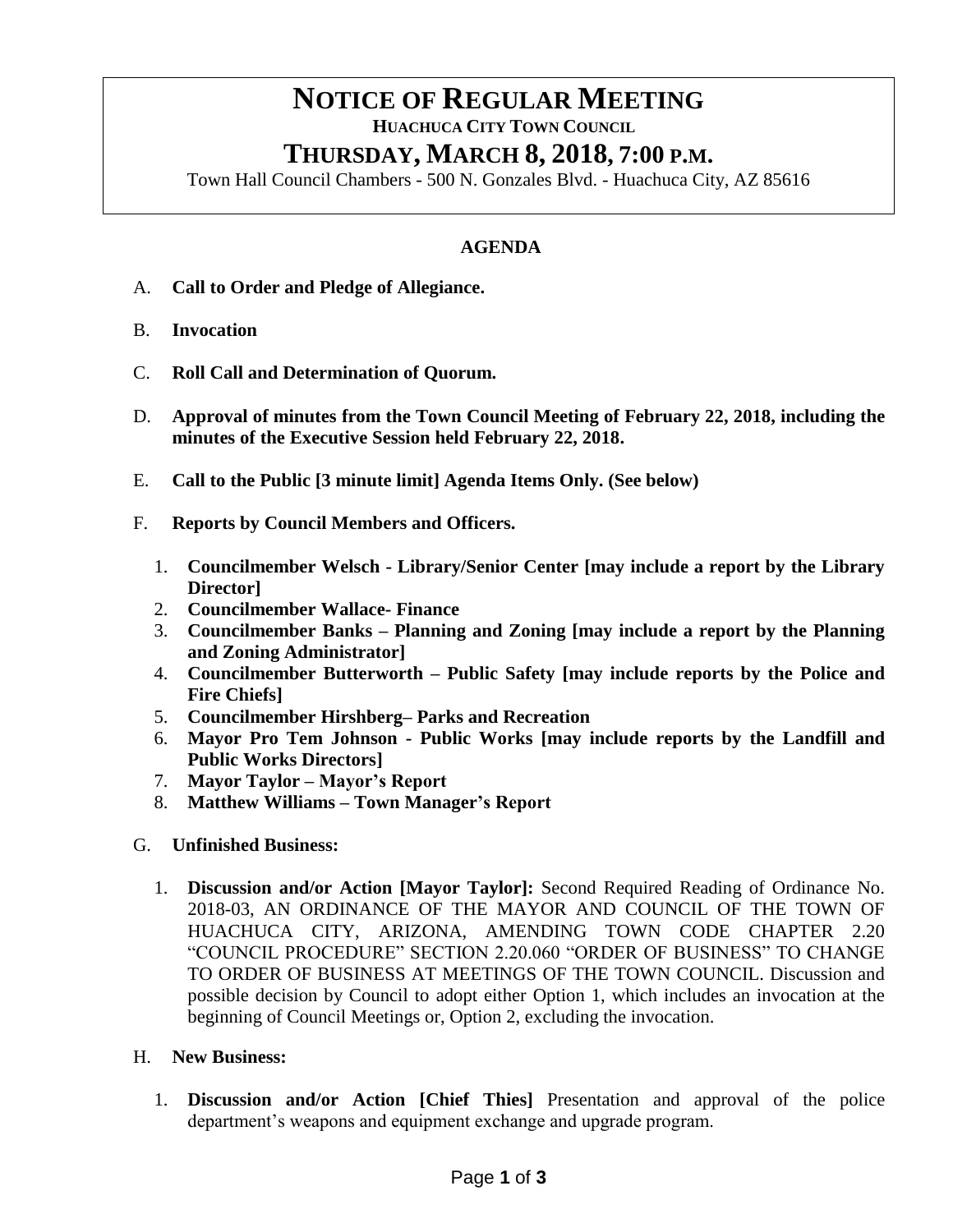# NOTICE OF REGULAR MEETING

**HUACHUCA CITY TOWN COUNCIL**

## THURSDAY, MARCH 8, 2018, 7:00 P.M.

Town Hall Council Chambers - 500 N. Gonzales Blvd. - Huachuca City, AZ 85616

**AGENDA**

A. **Call to Order and Pledge of Allegiance.**

B. **Invocation**

C. **Roll Call and Determination of Quorum.**

D. **Approval of minutes from the Town Council Meeting of February 22, 2018, including the minutes of the Executive Session held February 22, 2018.**

E. **Call to the Public [3 minute limit] Agenda Items Only. (See below)**

F. **Reports by Council Members and Officers.**

1. **Councilmember Welsch - Library/Senior Center [may include a report by the Library Director]**
2. **Councilmember Wallace- Finance**
3. **Councilmember Banks – Planning and Zoning [may include a report by the Planning and Zoning Administrator]**
4. **Councilmember Butterworth – Public Safety [may include reports by the Police and Fire Chiefs]**
5. **Councilmember Hirshberg– Parks and Recreation**
6. **Mayor Pro Tem Johnson - Public Works [may include reports by the Landfill and Public Works Directors]**
7. **Mayor Taylor – Mayor's Report**
8. **Matthew Williams – Town Manager's Report**

G. **Unfinished Business:**

1. **Discussion and/or Action [Mayor Taylor]:** Second Required Reading of Ordinance No. 2018-03, AN ORDINANCE OF THE MAYOR AND COUNCIL OF THE TOWN OF HUACHUCA CITY, ARIZONA, AMENDING TOWN CODE CHAPTER 2.20 "COUNCIL PROCEDURE" SECTION 2.20.060 "ORDER OF BUSINESS" TO CHANGE TO ORDER OF BUSINESS AT MEETINGS OF THE TOWN COUNCIL. Discussion and possible decision by Council to adopt either Option 1, which includes an invocation at the beginning of Council Meetings or, Option 2, excluding the invocation.

H. **New Business:**

1. **Discussion and/or Action [Chief Thies]** Presentation and approval of the police department's weapons and equipment exchange and upgrade program.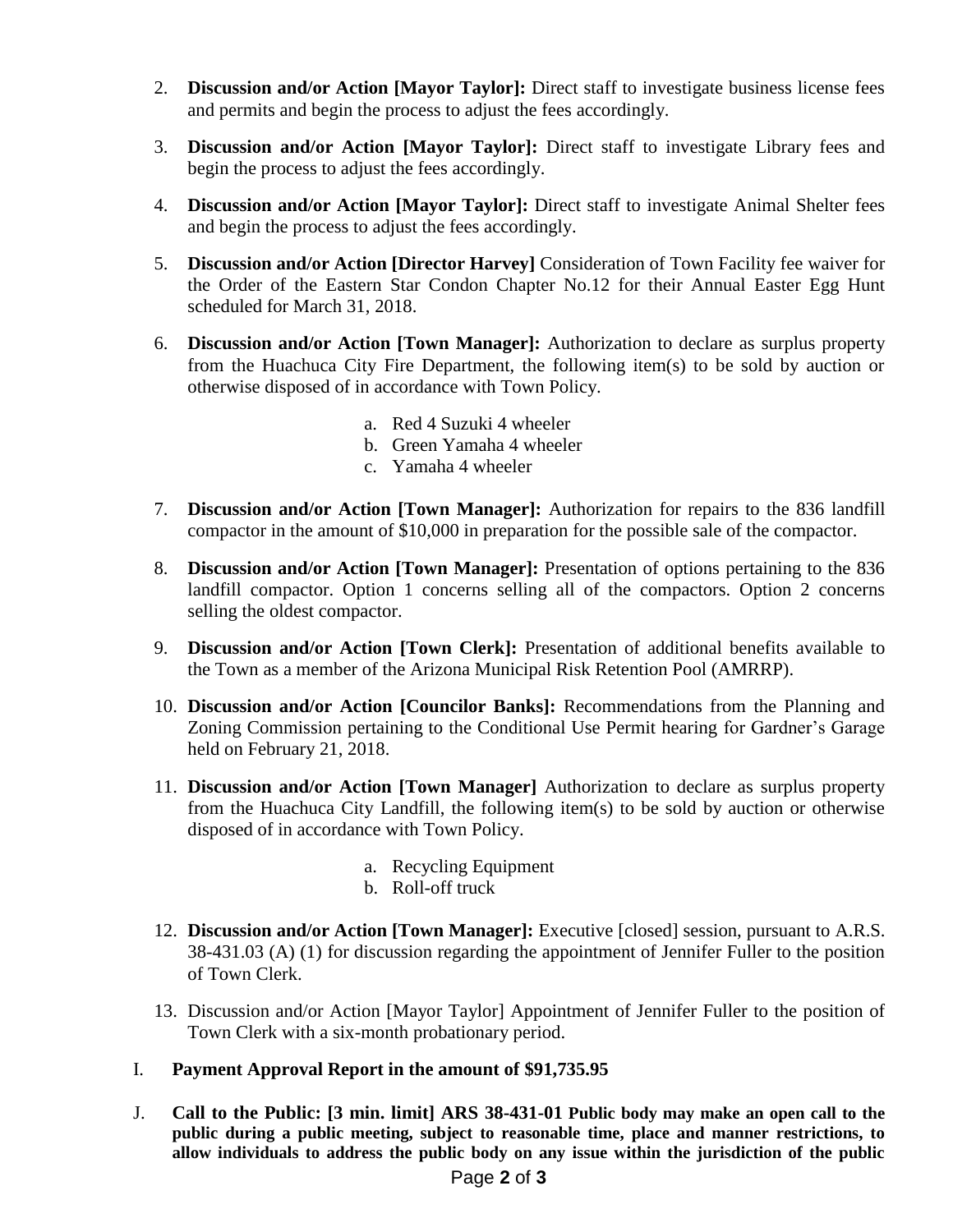2. **Discussion and/or Action [Mayor Taylor]:** Direct staff to investigate business license fees and permits and begin the process to adjust the fees accordingly.

3. **Discussion and/or Action [Mayor Taylor]:** Direct staff to investigate Library fees and begin the process to adjust the fees accordingly.

4. **Discussion and/or Action [Mayor Taylor]:** Direct staff to investigate Animal Shelter fees and begin the process to adjust the fees accordingly.

5. **Discussion and/or Action [Director Harvey]** Consideration of Town Facility fee waiver for the Order of the Eastern Star Condon Chapter No.12 for their Annual Easter Egg Hunt scheduled for March 31, 2018.

6. **Discussion and/or Action [Town Manager]:** Authorization to declare as surplus property from the Huachuca City Fire Department, the following item(s) to be sold by auction or otherwise disposed of in accordance with Town Policy.

   a. Red 4 Suzuki 4 wheeler
   b. Green Yamaha 4 wheeler
   c. Yamaha 4 wheeler

7. **Discussion and/or Action [Town Manager]:** Authorization for repairs to the 836 landfill compactor in the amount of $10,000 in preparation for the possible sale of the compactor.

8. **Discussion and/or Action [Town Manager]:** Presentation of options pertaining to the 836 landfill compactor. Option 1 concerns selling all of the compactors. Option 2 concerns selling the oldest compactor.

9. **Discussion and/or Action [Town Clerk]:** Presentation of additional benefits available to the Town as a member of the Arizona Municipal Risk Retention Pool (AMRRP).

10. **Discussion and/or Action [Councilor Banks]:** Recommendations from the Planning and Zoning Commission pertaining to the Conditional Use Permit hearing for Gardner's Garage held on February 21, 2018.

11. **Discussion and/or Action [Town Manager]** Authorization to declare as surplus property from the Huachuca City Landfill, the following item(s) to be sold by auction or otherwise disposed of in accordance with Town Policy.

    a. Recycling Equipment
    b. Roll-off truck

12. **Discussion and/or Action [Town Manager]:** Executive [closed] session, pursuant to A.R.S. 38-431.03 (A) (1) for discussion regarding the appointment of Jennifer Fuller to the position of Town Clerk.

13. Discussion and/or Action [Mayor Taylor] Appointment of Jennifer Fuller to the position of Town Clerk with a six-month probationary period.

I. **Payment Approval Report in the amount of $91,735.95**

J. **Call to the Public: [3 min. limit] ARS 38-431-01 Public body may make an open call to the public during a public meeting, subject to reasonable time, place and manner restrictions, to allow individuals to address the public body on any issue within the jurisdiction of the public**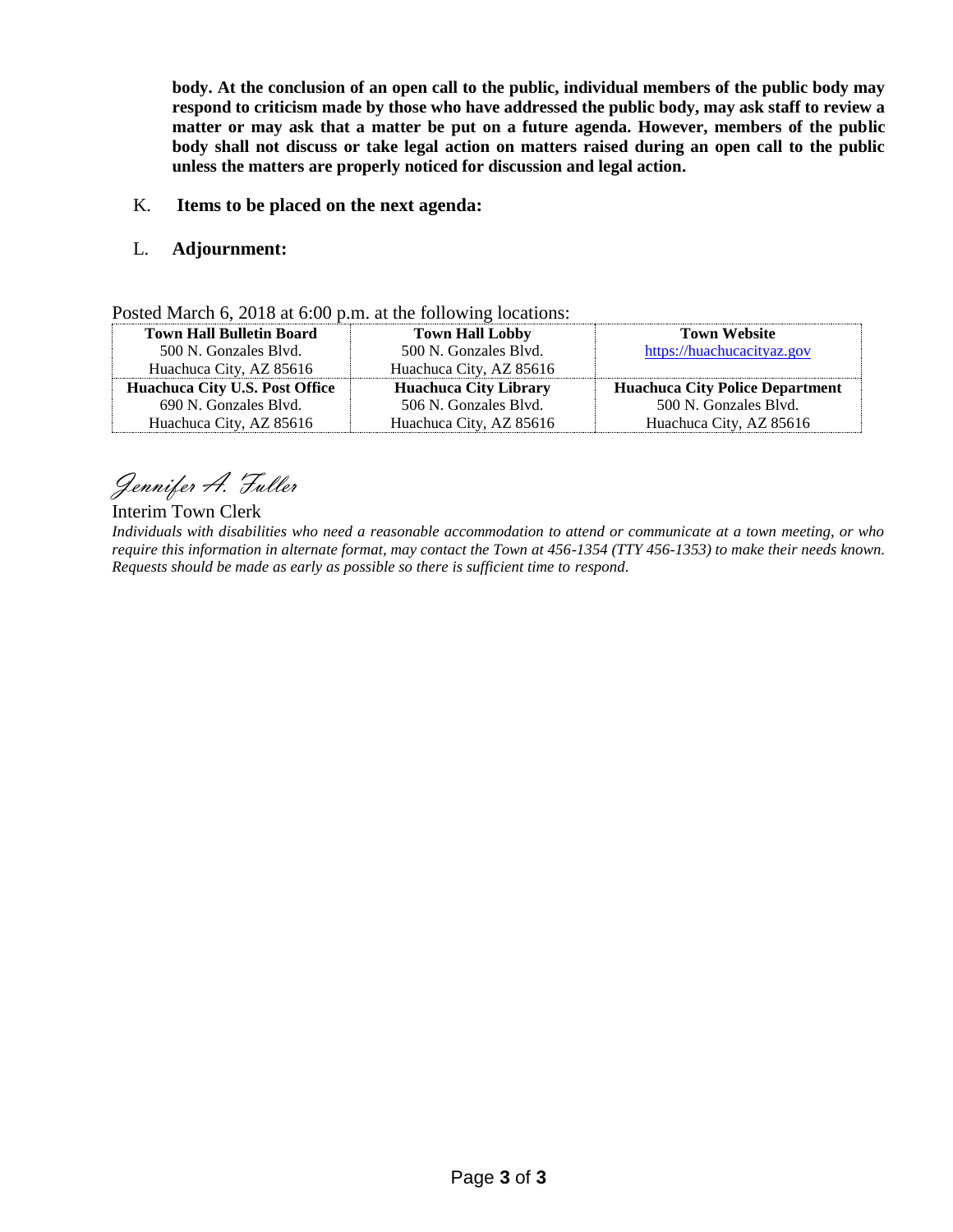**body. At the conclusion of an open call to the public, individual members of the public body may respond to criticism made by those who have addressed the public body, may ask staff to review a matter or may ask that a matter be put on a future agenda. However, members of the public body shall not discuss or take legal action on matters raised during an open call to the public unless the matters are properly noticed for discussion and legal action.**

K. **Items to be placed on the next agenda:**

L. **Adjournment:**

Posted March 6, 2018 at 6:00 p.m. at the following locations:

| **Town Hall Bulletin Board** | **Town Hall Lobby** | **Town Website** |
|---|---|---|
| 500 N. Gonzales Blvd.<br>Huachuca City, AZ 85616 | 500 N. Gonzales Blvd.<br>Huachuca City, AZ 85616 | https://huachucacityaz.gov |
| **Huachuca City U.S. Post Office**<br>690 N. Gonzales Blvd.<br>Huachuca City, AZ 85616 | **Huachuca City Library**<br>506 N. Gonzales Blvd.<br>Huachuca City, AZ 85616 | **Huachuca City Police Department**<br>500 N. Gonzales Blvd.<br>Huachuca City, AZ 85616 |

*Jennifer A. Fuller*

Interim Town Clerk

*Individuals with disabilities who need a reasonable accommodation to attend or communicate at a town meeting, or who require this information in alternate format, may contact the Town at 456-1354 (TTY 456-1353) to make their needs known. Requests should be made as early as possible so there is sufficient time to respond.*